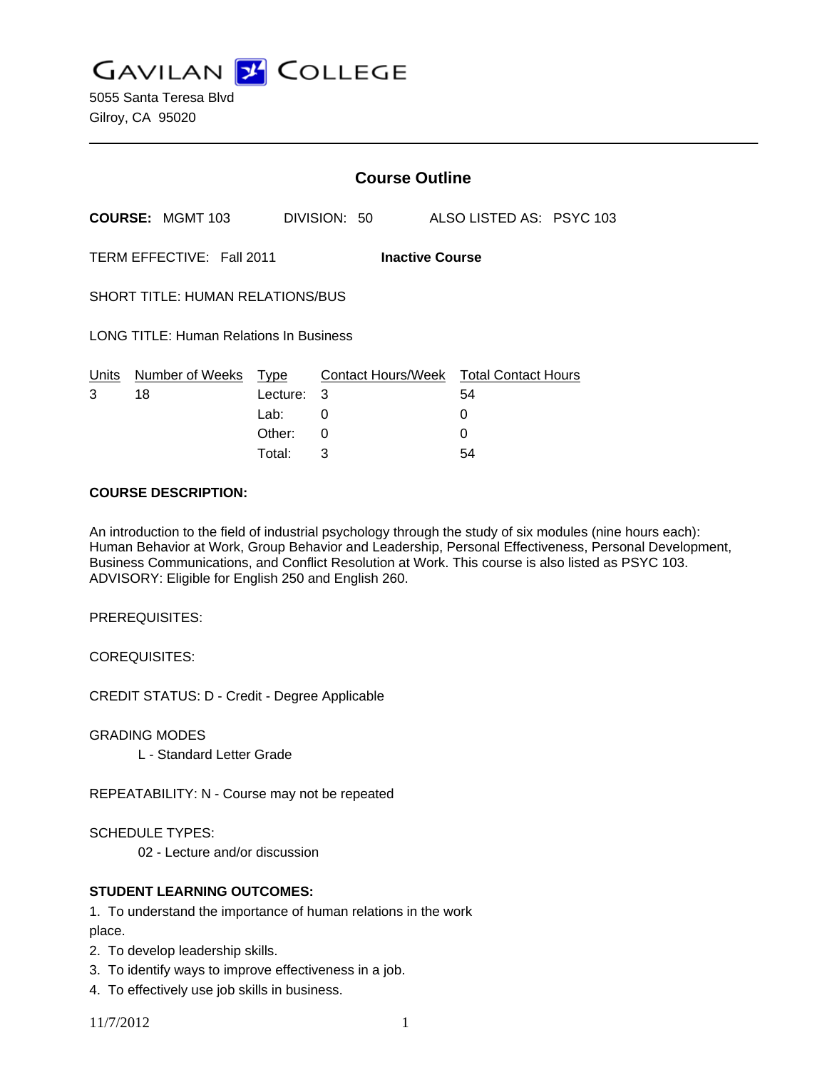# GAVILAN COLLEGE

5055 Santa Teresa Blvd
Gilroy, CA 95020

---

## Course Outline

**COURSE:** MGMT 103 DIVISION: 50 ALSO LISTED AS: PSYC 103

TERM EFFECTIVE: Fall 2011 **Inactive Course**

SHORT TITLE: HUMAN RELATIONS/BUS

LONG TITLE: Human Relations In Business

| Units | Number of Weeks | Type | Contact Hours/Week | Total Contact Hours |
|---|---|---|---|---|
| 3 | 18 | Lecture: | 3 | 54 |
| | | Lab: | 0 | 0 |
| | | Other: | 0 | 0 |
| | | Total: | 3 | 54 |

**COURSE DESCRIPTION:**

An introduction to the field of industrial psychology through the study of six modules (nine hours each): Human Behavior at Work, Group Behavior and Leadership, Personal Effectiveness, Personal Development, Business Communications, and Conflict Resolution at Work. This course is also listed as PSYC 103. ADVISORY: Eligible for English 250 and English 260.

PREREQUISITES:

COREQUISITES:

CREDIT STATUS: D - Credit - Degree Applicable

GRADING MODES

L - Standard Letter Grade

REPEATABILITY: N - Course may not be repeated

SCHEDULE TYPES:

02 - Lecture and/or discussion

**STUDENT LEARNING OUTCOMES:**

1. To understand the importance of human relations in the work place.
2. To develop leadership skills.
3. To identify ways to improve effectiveness in a job.
4. To effectively use job skills in business.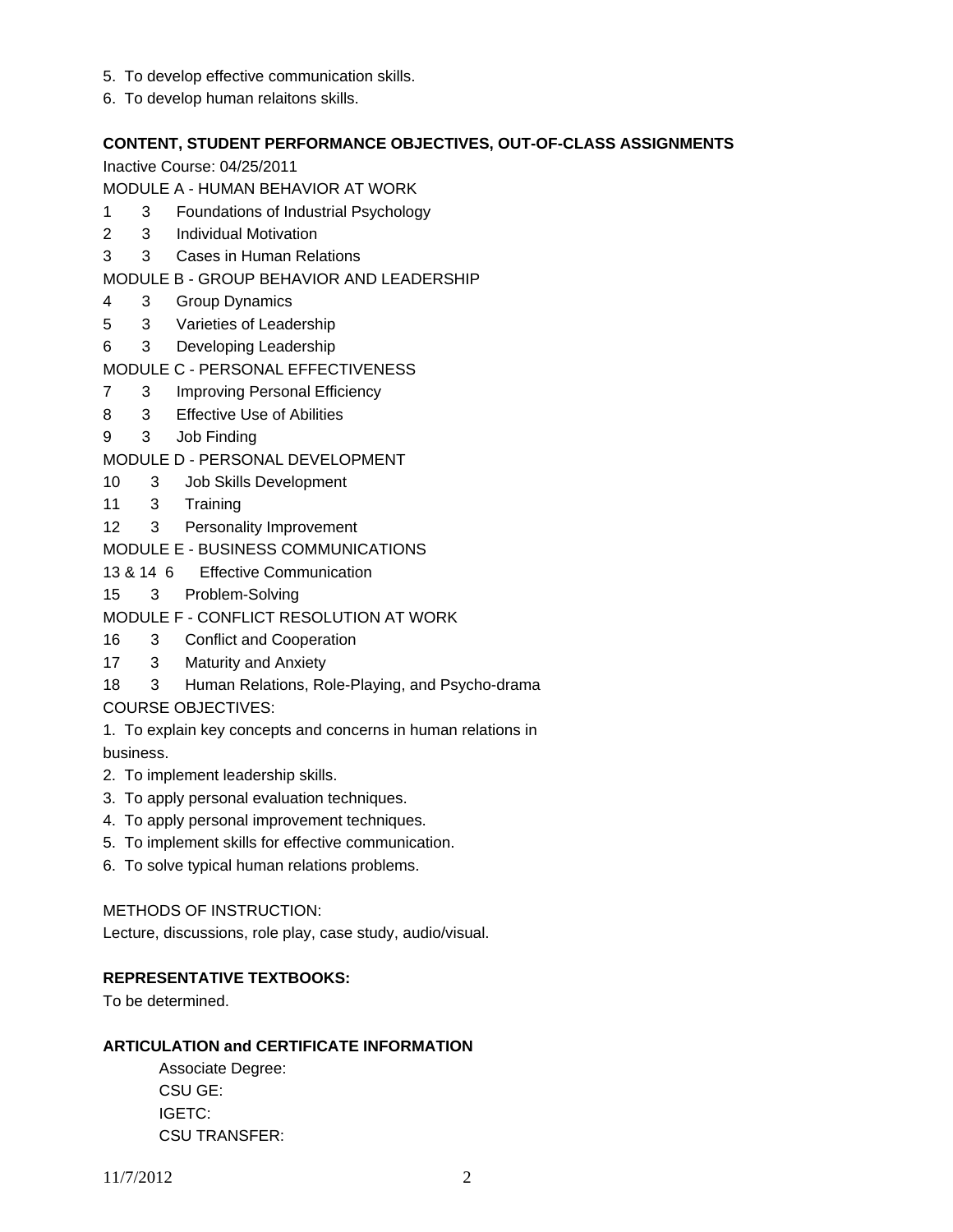5. To develop effective communication skills.
6. To develop human relaitons skills.

**CONTENT, STUDENT PERFORMANCE OBJECTIVES, OUT-OF-CLASS ASSIGNMENTS**

Inactive Course: 04/25/2011

MODULE A - HUMAN BEHAVIOR AT WORK

1 3 Foundations of Industrial Psychology

2 3 Individual Motivation

3 3 Cases in Human Relations

MODULE B - GROUP BEHAVIOR AND LEADERSHIP

4 3 Group Dynamics

5 3 Varieties of Leadership

6 3 Developing Leadership

MODULE C - PERSONAL EFFECTIVENESS

7 3 Improving Personal Efficiency

8 3 Effective Use of Abilities

9 3 Job Finding

MODULE D - PERSONAL DEVELOPMENT

10 3 Job Skills Development

11 3 Training

12 3 Personality Improvement

MODULE E - BUSINESS COMMUNICATIONS

13 & 14 6 Effective Communication

15 3 Problem-Solving

MODULE F - CONFLICT RESOLUTION AT WORK

16 3 Conflict and Cooperation

17 3 Maturity and Anxiety

18 3 Human Relations, Role-Playing, and Psycho-drama

COURSE OBJECTIVES:

1. To explain key concepts and concerns in human relations in business.
2. To implement leadership skills.
3. To apply personal evaluation techniques.
4. To apply personal improvement techniques.
5. To implement skills for effective communication.
6. To solve typical human relations problems.

METHODS OF INSTRUCTION:

Lecture, discussions, role play, case study, audio/visual.

**REPRESENTATIVE TEXTBOOKS:**

To be determined.

**ARTICULATION and CERTIFICATE INFORMATION**

Associate Degree:
CSU GE:
IGETC:
CSU TRANSFER: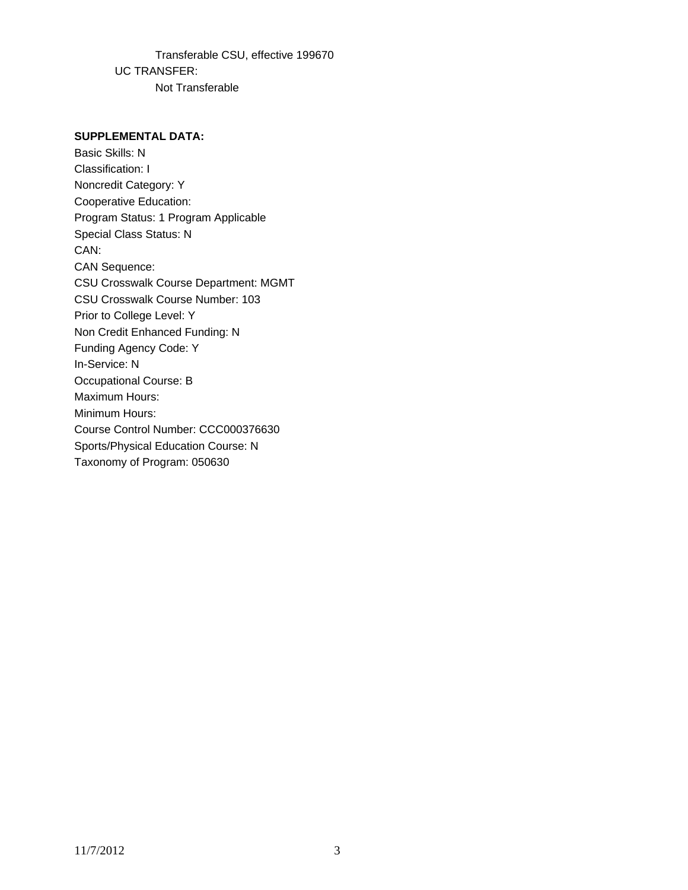Transferable CSU, effective 199670

UC TRANSFER:

Not Transferable

**SUPPLEMENTAL DATA:**

Basic Skills: N
Classification: I
Noncredit Category: Y
Cooperative Education:
Program Status: 1 Program Applicable
Special Class Status: N
CAN:
CAN Sequence:
CSU Crosswalk Course Department: MGMT
CSU Crosswalk Course Number: 103
Prior to College Level: Y
Non Credit Enhanced Funding: N
Funding Agency Code: Y
In-Service: N
Occupational Course: B
Maximum Hours:
Minimum Hours:
Course Control Number: CCC000376630
Sports/Physical Education Course: N
Taxonomy of Program: 050630